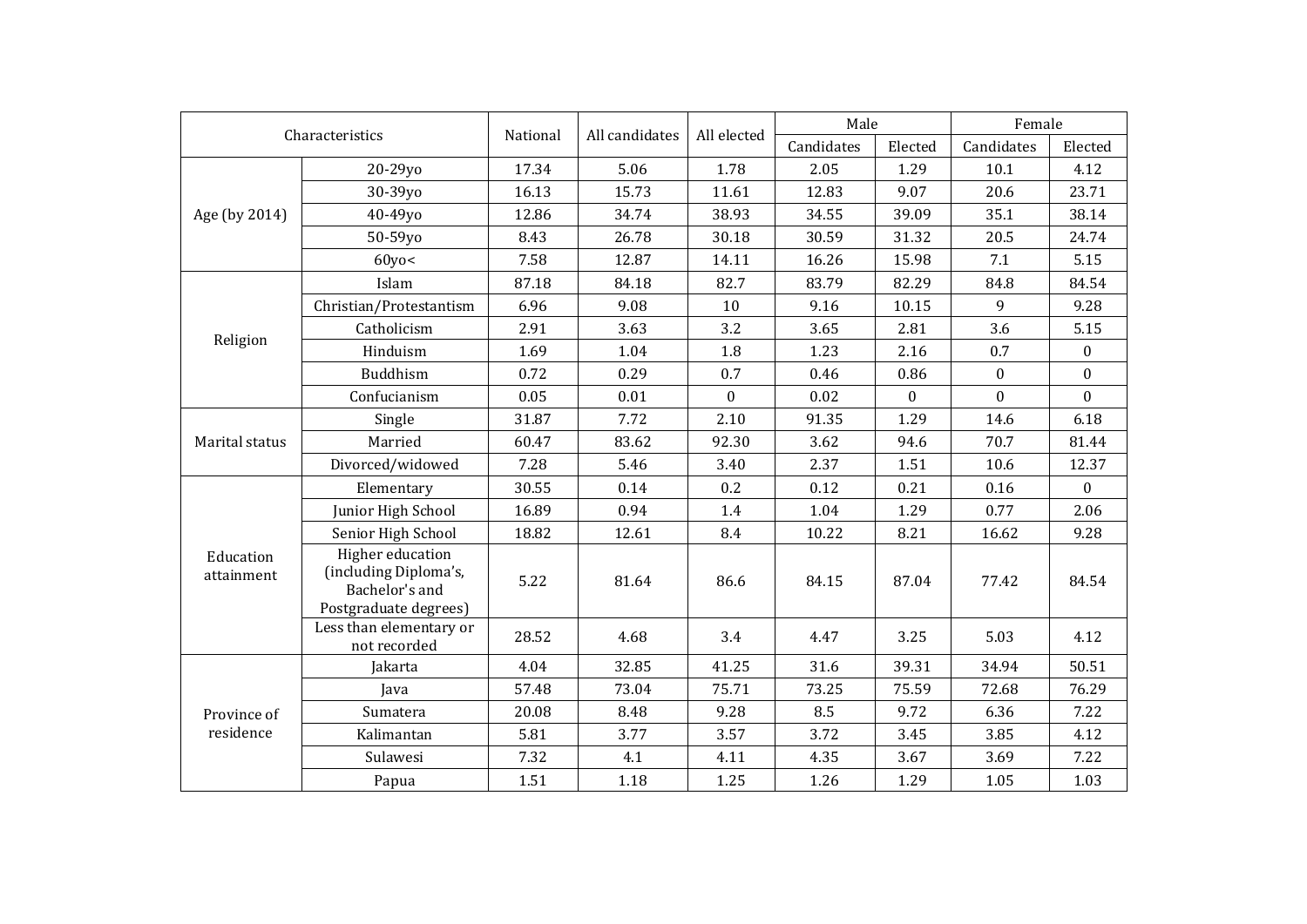| Characteristics | | National | All candidates | All elected | Male | | Female | |
|---|---|---|---|---|---|---|---|---|
| | | | | | Candidates | Elected | Candidates | Elected |
| Age (by 2014) | 20-29yo | 17.34 | 5.06 | 1.78 | 2.05 | 1.29 | 10.1 | 4.12 |
| | 30-39yo | 16.13 | 15.73 | 11.61 | 12.83 | 9.07 | 20.6 | 23.71 |
| | 40-49yo | 12.86 | 34.74 | 38.93 | 34.55 | 39.09 | 35.1 | 38.14 |
| | 50-59yo | 8.43 | 26.78 | 30.18 | 30.59 | 31.32 | 20.5 | 24.74 |
| | 60yo< | 7.58 | 12.87 | 14.11 | 16.26 | 15.98 | 7.1 | 5.15 |
| Religion | Islam | 87.18 | 84.18 | 82.7 | 83.79 | 82.29 | 84.8 | 84.54 |
| | Christian/Protestantism | 6.96 | 9.08 | 10 | 9.16 | 10.15 | 9 | 9.28 |
| | Catholicism | 2.91 | 3.63 | 3.2 | 3.65 | 2.81 | 3.6 | 5.15 |
| | Hinduism | 1.69 | 1.04 | 1.8 | 1.23 | 2.16 | 0.7 | 0 |
| | Buddhism | 0.72 | 0.29 | 0.7 | 0.46 | 0.86 | 0 | 0 |
| | Confucianism | 0.05 | 0.01 | 0 | 0.02 | 0 | 0 | 0 |
| Marital status | Single | 31.87 | 7.72 | 2.10 | 91.35 | 1.29 | 14.6 | 6.18 |
| | Married | 60.47 | 83.62 | 92.30 | 3.62 | 94.6 | 70.7 | 81.44 |
| | Divorced/widowed | 7.28 | 5.46 | 3.40 | 2.37 | 1.51 | 10.6 | 12.37 |
| Education attainment | Elementary | 30.55 | 0.14 | 0.2 | 0.12 | 0.21 | 0.16 | 0 |
| | Junior High School | 16.89 | 0.94 | 1.4 | 1.04 | 1.29 | 0.77 | 2.06 |
| | Senior High School | 18.82 | 12.61 | 8.4 | 10.22 | 8.21 | 16.62 | 9.28 |
| | Higher education (including Diploma's, Bachelor's and Postgraduate degrees) | 5.22 | 81.64 | 86.6 | 84.15 | 87.04 | 77.42 | 84.54 |
| | Less than elementary or not recorded | 28.52 | 4.68 | 3.4 | 4.47 | 3.25 | 5.03 | 4.12 |
| Province of residence | Jakarta | 4.04 | 32.85 | 41.25 | 31.6 | 39.31 | 34.94 | 50.51 |
| | Java | 57.48 | 73.04 | 75.71 | 73.25 | 75.59 | 72.68 | 76.29 |
| | Sumatera | 20.08 | 8.48 | 9.28 | 8.5 | 9.72 | 6.36 | 7.22 |
| | Kalimantan | 5.81 | 3.77 | 3.57 | 3.72 | 3.45 | 3.85 | 4.12 |
| | Sulawesi | 7.32 | 4.1 | 4.11 | 4.35 | 3.67 | 3.69 | 7.22 |
| | Papua | 1.51 | 1.18 | 1.25 | 1.26 | 1.29 | 1.05 | 1.03 |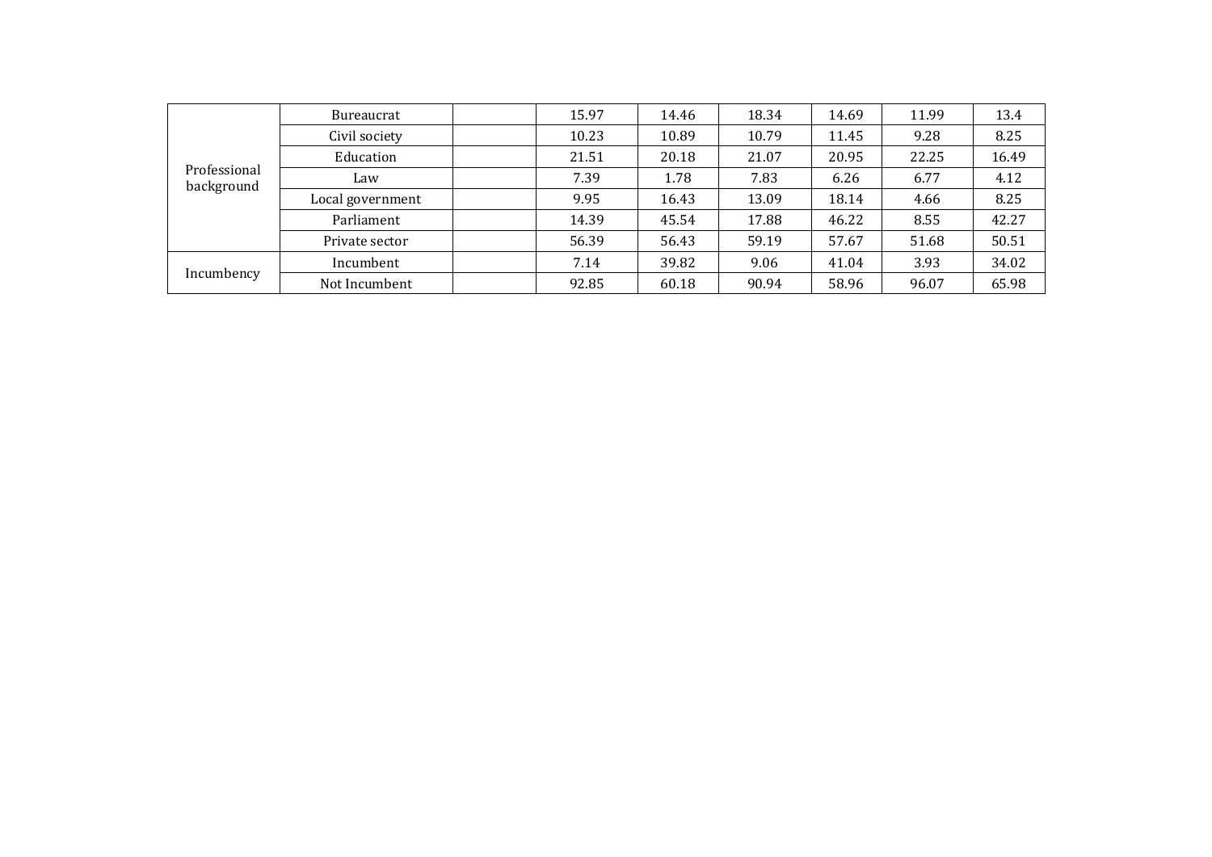| | | | | | | | | |
|---|---|---|---|---|---|---|---|---|
| Professional background | Bureaucrat | | 15.97 | 14.46 | 18.34 | 14.69 | 11.99 | 13.4 |
| | Civil society | | 10.23 | 10.89 | 10.79 | 11.45 | 9.28 | 8.25 |
| | Education | | 21.51 | 20.18 | 21.07 | 20.95 | 22.25 | 16.49 |
| | Law | | 7.39 | 1.78 | 7.83 | 6.26 | 6.77 | 4.12 |
| | Local government | | 9.95 | 16.43 | 13.09 | 18.14 | 4.66 | 8.25 |
| | Parliament | | 14.39 | 45.54 | 17.88 | 46.22 | 8.55 | 42.27 |
| | Private sector | | 56.39 | 56.43 | 59.19 | 57.67 | 51.68 | 50.51 |
| Incumbency | Incumbent | | 7.14 | 39.82 | 9.06 | 41.04 | 3.93 | 34.02 |
| | Not Incumbent | | 92.85 | 60.18 | 90.94 | 58.96 | 96.07 | 65.98 |